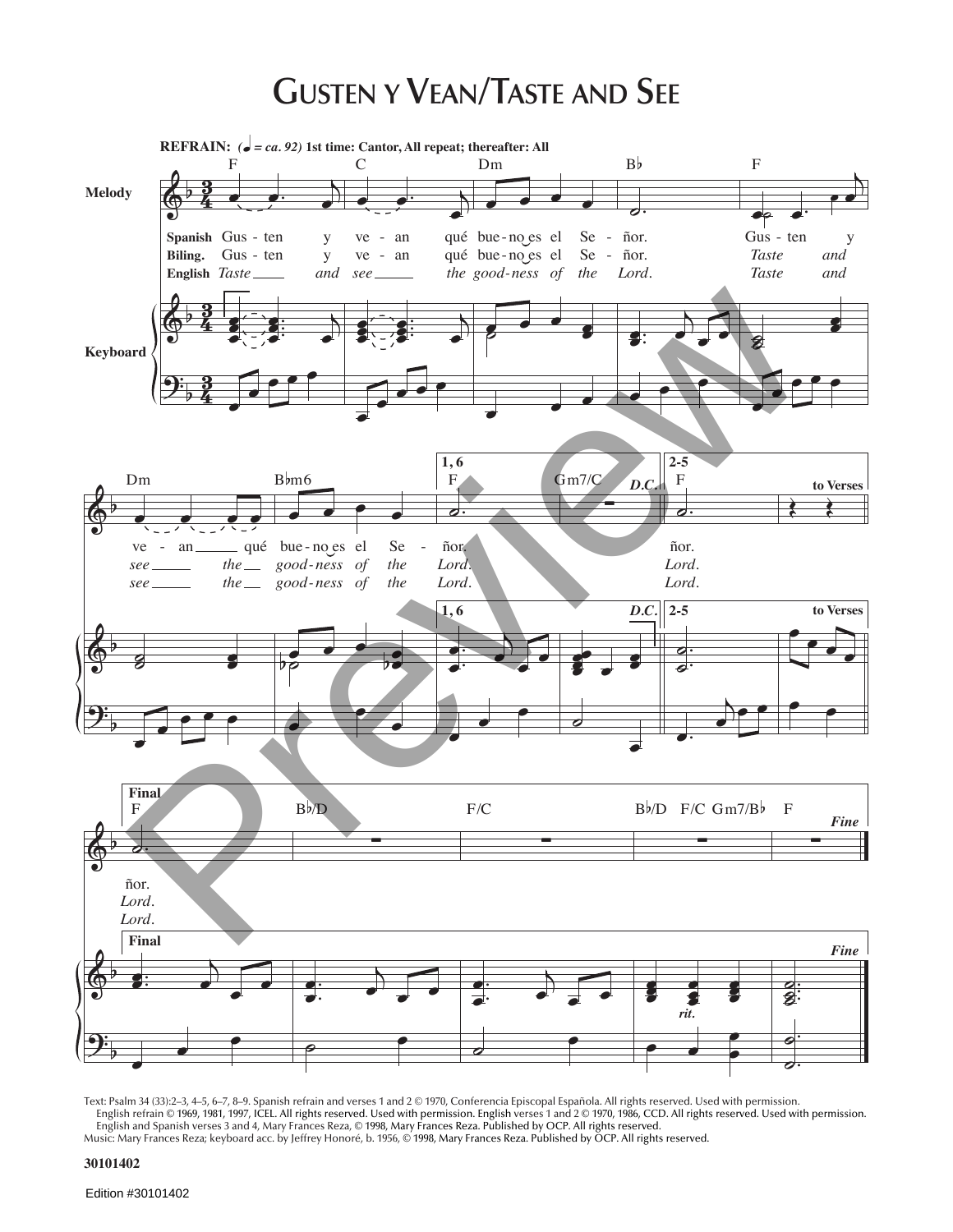# Gusten y Vean/Taste and See

**REFRAIN:** *(♩ = ca. 92)* **1st time: Cantor, All repeat; thereafter: All**

Text: Psalm 34 (33):2–3, 4–5, 6–7, 8–9. Spanish refrain and verses 1 and 2 © 1970, Conferencia Episcopal Española. All rights reserved. Used with permission. English refrain © 1969, 1981, 1997, ICEL. All rights reserved. Used with permission. English verses 1 and 2 © 1970, 1986, CCD. All rights reserved. Used with permission. English and Spanish verses 3 and 4, Mary Frances Reza, © 1998, Mary Frances Reza. Published by OCP. All rights reserved.
Music: Mary Frances Reza; keyboard acc. by Jeffrey Honoré, b. 1956, © 1998, Mary Frances Reza. Published by OCP. All rights reserved.

**30101402**

Edition #30101402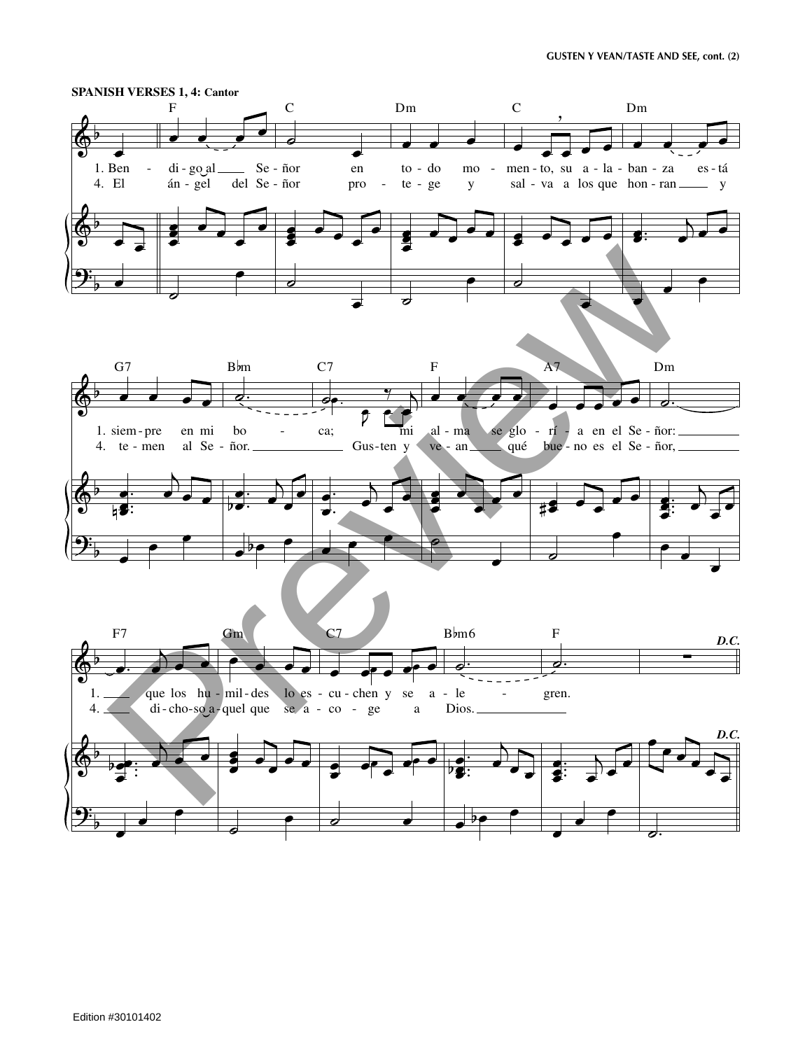**SPANISH VERSES 1, 4: Cantor**

1. Ben - di - go al Se - ñor en to - do mo - men - to, su a - la - ban - za es - tá
4. El án - gel del Se - ñor pro - te - ge y sal - va a los que hon - ran y

1. siem - pre en mi bo - ca; mi al - ma se glo - rí - a en el Se - ñor:
4. te - men al Se - ñor. Gus - ten y ve - an qué bue - no es el Se - ñor,

1. que los hu - mil - des lo es - cu - chen y se a - le - gren.
4. di - cho - so a - quel que se a - co - ge a Dios.

*D.C.*

Edition #30101402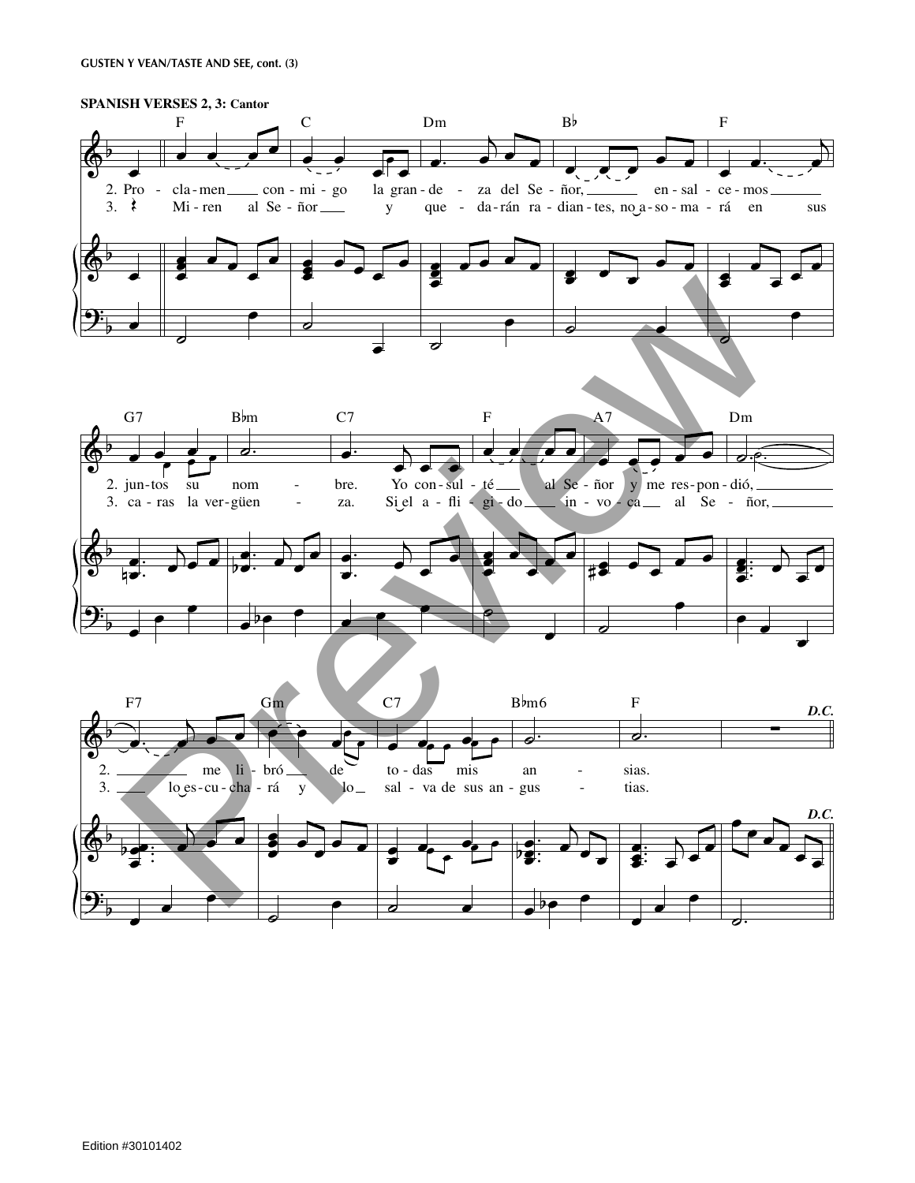**SPANISH VERSES 2, 3: Cantor**

2. Pro - cla - men con - mi - go la gran - de - za del Se - ñor, en - sal - ce - mos jun - tos su nom - bre. Yo con - sul - té al Se - ñor y me res - pon - dió, me li - bró de to - das mis an - sias.

3. Mi - ren al Se - ñor y que - da - rán ra - dian - tes, no a - so - ma - rá en sus ca - ras la ver - güen - za. Si el a - fli - gi - do in - vo - ca al Se - ñor, lo es - cu - cha - rá y lo sal - va de sus an - gus - tias.

*D.C.*

Edition #30101402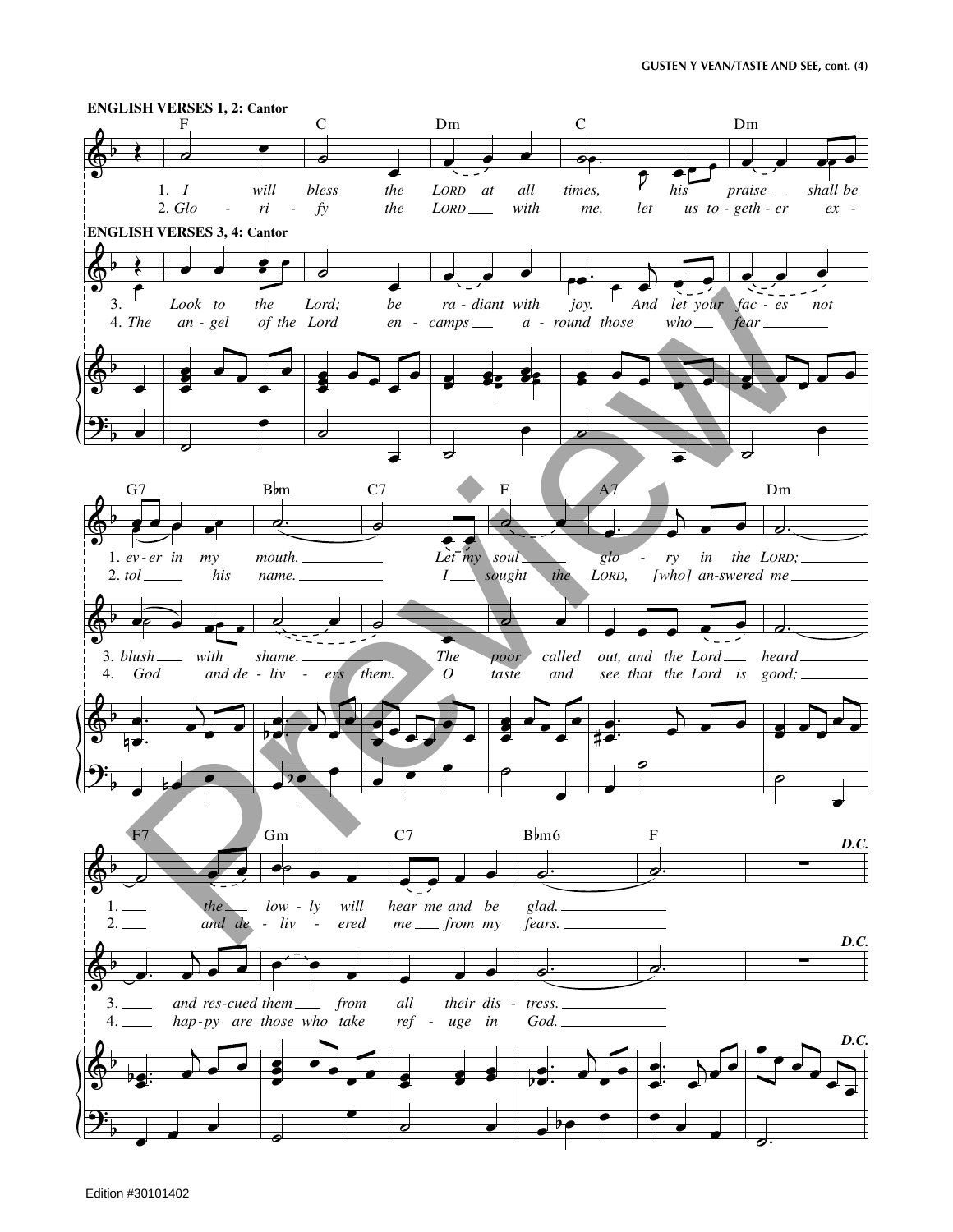**ENGLISH VERSES 1, 2: Cantor**

F C Dm C Dm

1. *I will bless the* LORD *at all times, his praise shall be*
2. *Glo - ri - fy the* LORD *with me, let us to - geth - er ex -*

**ENGLISH VERSES 3, 4: Cantor**

3. *Look to the Lord; be ra - diant with joy. And let your fac - es not*
4. *The an - gel of the Lord en - camps a - round those who fear*

G7 B♭m C7 F A7 Dm

1. *ev - er in my mouth. Let my soul glo - ry in the* LORD;
2. *tol his name. I sought the* LORD, *[who] an-swered me*

3. *blush with shame. The poor called out, and the Lord heard*
4. *God and de - liv - ers them. O taste and see that the Lord is good;*

F7 Gm C7 B♭m6 F

1. *the low - ly will hear me and be glad.*
2. *and de - liv - ered me from my fears.*

***D.C.***

3. *and res-cued them from all their dis - tress.*
4. *hap - py are those who take ref - uge in God.*

***D.C.***

***D.C.***

Edition #30101402